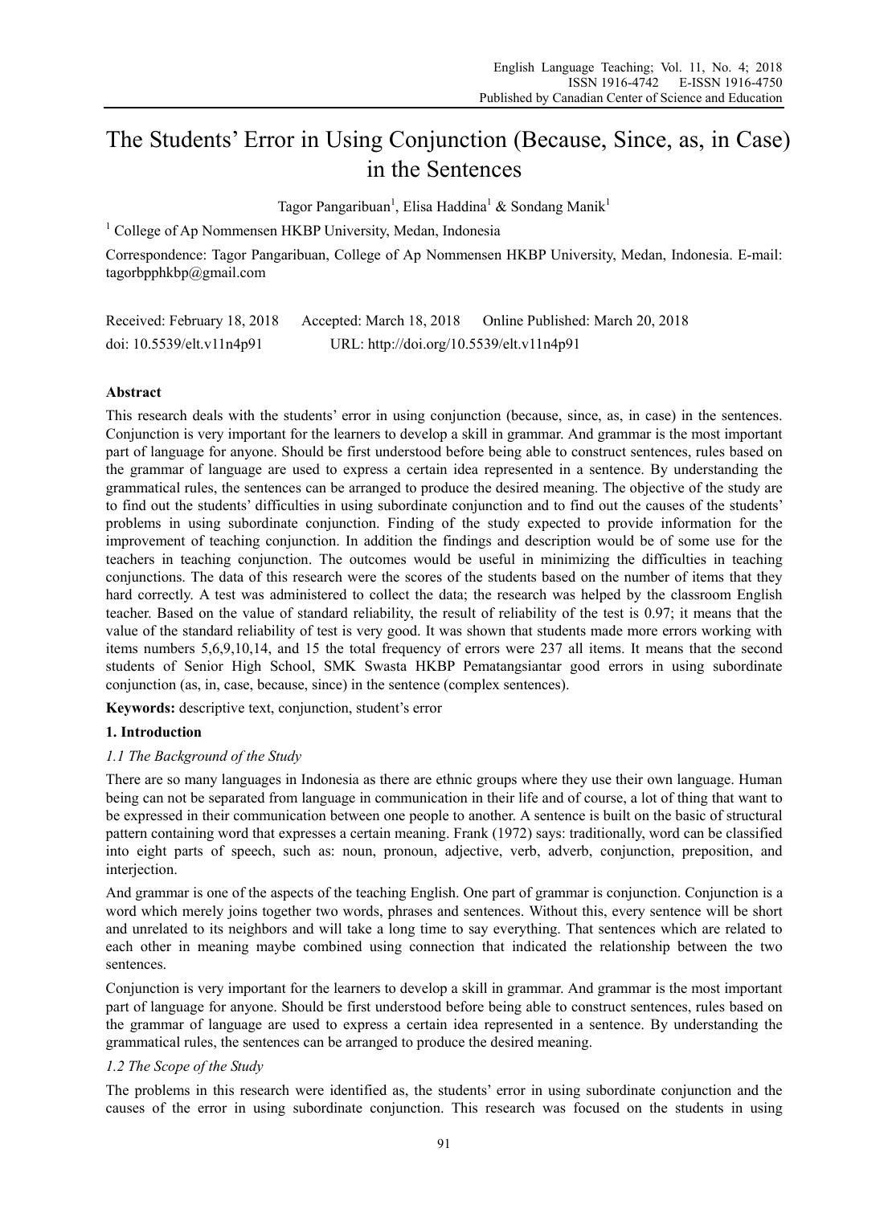# The Students' Error in Using Conjunction (Because, Since, as, in Case) in the Sentences

Tagor Pangaribuan[1], Elisa Haddina[1] & Sondang Manik[1]

[1] College of Ap Nommensen HKBP University, Medan, Indonesia

Correspondence: Tagor Pangaribuan, College of Ap Nommensen HKBP University, Medan, Indonesia. E-mail: tagorbpphkbp@gmail.com

Received: February 18, 2018 Accepted: March 18, 2018 Online Published: March 20, 2018

doi: 10.5539/elt.v11n4p91 URL: http://doi.org/10.5539/elt.v11n4p91

**Abstract**

This research deals with the students' error in using conjunction (because, since, as, in case) in the sentences. Conjunction is very important for the learners to develop a skill in grammar. And grammar is the most important part of language for anyone. Should be first understood before being able to construct sentences, rules based on the grammar of language are used to express a certain idea represented in a sentence. By understanding the grammatical rules, the sentences can be arranged to produce the desired meaning. The objective of the study are to find out the students' difficulties in using subordinate conjunction and to find out the causes of the students' problems in using subordinate conjunction. Finding of the study expected to provide information for the improvement of teaching conjunction. In addition the findings and description would be of some use for the teachers in teaching conjunction. The outcomes would be useful in minimizing the difficulties in teaching conjunctions. The data of this research were the scores of the students based on the number of items that they hard correctly. A test was administered to collect the data; the research was helped by the classroom English teacher. Based on the value of standard reliability, the result of reliability of the test is 0.97; it means that the value of the standard reliability of test is very good. It was shown that students made more errors working with items numbers 5,6,9,10,14, and 15 the total frequency of errors were 237 all items. It means that the second students of Senior High School, SMK Swasta HKBP Pematangsiantar good errors in using subordinate conjunction (as, in, case, because, since) in the sentence (complex sentences).

**Keywords:** descriptive text, conjunction, student's error

## 1. Introduction

### *1.1 The Background of the Study*

There are so many languages in Indonesia as there are ethnic groups where they use their own language. Human being can not be separated from language in communication in their life and of course, a lot of thing that want to be expressed in their communication between one people to another. A sentence is built on the basic of structural pattern containing word that expresses a certain meaning. Frank (1972) says: traditionally, word can be classified into eight parts of speech, such as: noun, pronoun, adjective, verb, adverb, conjunction, preposition, and interjection.

And grammar is one of the aspects of the teaching English. One part of grammar is conjunction. Conjunction is a word which merely joins together two words, phrases and sentences. Without this, every sentence will be short and unrelated to its neighbors and will take a long time to say everything. That sentences which are related to each other in meaning maybe combined using connection that indicated the relationship between the two sentences.

Conjunction is very important for the learners to develop a skill in grammar. And grammar is the most important part of language for anyone. Should be first understood before being able to construct sentences, rules based on the grammar of language are used to express a certain idea represented in a sentence. By understanding the grammatical rules, the sentences can be arranged to produce the desired meaning.

### *1.2 The Scope of the Study*

The problems in this research were identified as, the students' error in using subordinate conjunction and the causes of the error in using subordinate conjunction. This research was focused on the students in using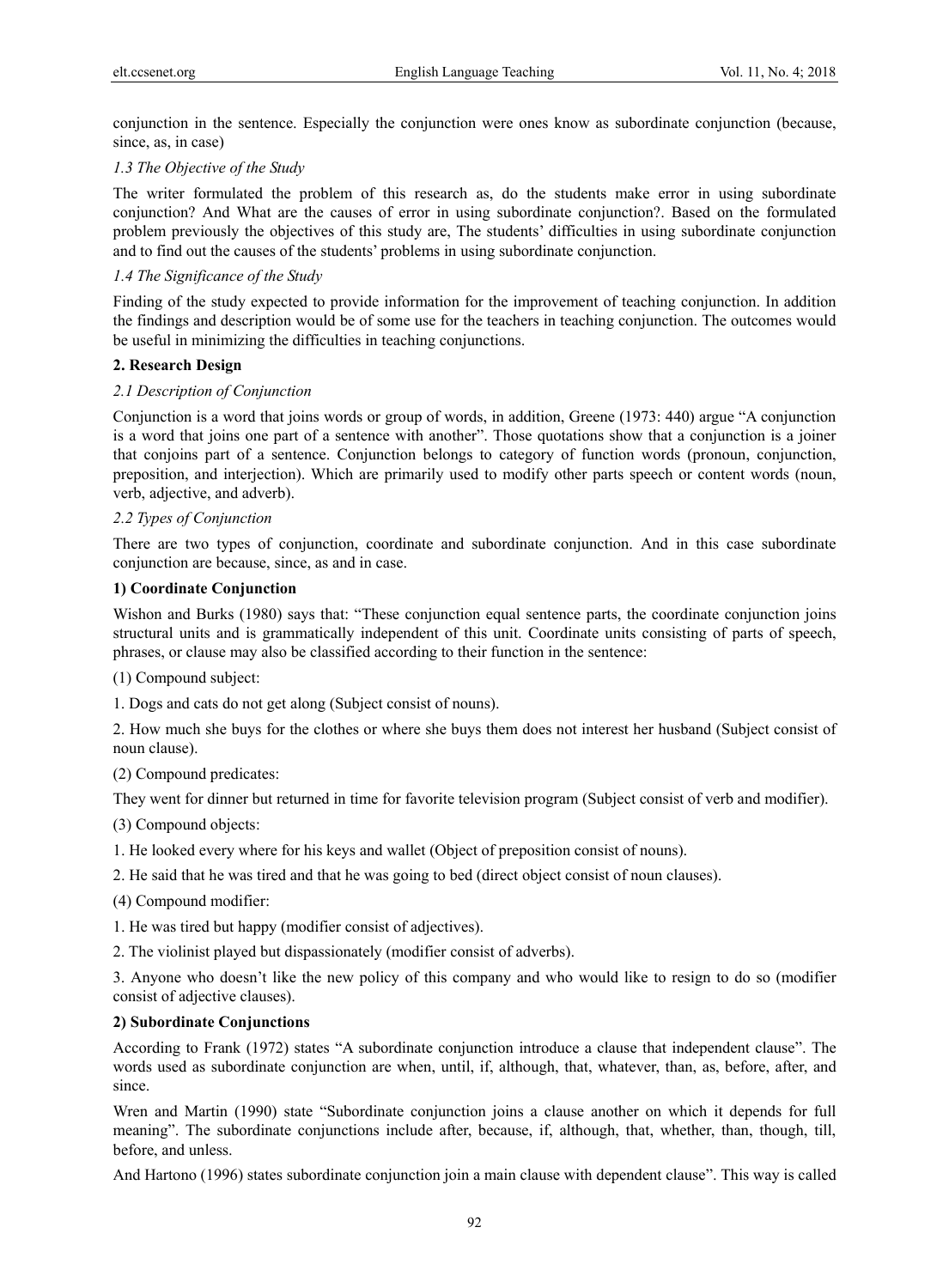conjunction in the sentence. Especially the conjunction were ones know as subordinate conjunction (because, since, as, in case)

### *1.3 The Objective of the Study*

The writer formulated the problem of this research as, do the students make error in using subordinate conjunction? And What are the causes of error in using subordinate conjunction?. Based on the formulated problem previously the objectives of this study are, The students' difficulties in using subordinate conjunction and to find out the causes of the students' problems in using subordinate conjunction.

### *1.4 The Significance of the Study*

Finding of the study expected to provide information for the improvement of teaching conjunction. In addition the findings and description would be of some use for the teachers in teaching conjunction. The outcomes would be useful in minimizing the difficulties in teaching conjunctions.

## **2. Research Design**

### *2.1 Description of Conjunction*

Conjunction is a word that joins words or group of words, in addition, Greene (1973: 440) argue "A conjunction is a word that joins one part of a sentence with another". Those quotations show that a conjunction is a joiner that conjoins part of a sentence. Conjunction belongs to category of function words (pronoun, conjunction, preposition, and interjection). Which are primarily used to modify other parts speech or content words (noun, verb, adjective, and adverb).

### *2.2 Types of Conjunction*

There are two types of conjunction, coordinate and subordinate conjunction. And in this case subordinate conjunction are because, since, as and in case.

**1) Coordinate Conjunction**

Wishon and Burks (1980) says that: "These conjunction equal sentence parts, the coordinate conjunction joins structural units and is grammatically independent of this unit. Coordinate units consisting of parts of speech, phrases, or clause may also be classified according to their function in the sentence:

(1) Compound subject:

1. Dogs and cats do not get along (Subject consist of nouns).

2. How much she buys for the clothes or where she buys them does not interest her husband (Subject consist of noun clause).

(2) Compound predicates:

They went for dinner but returned in time for favorite television program (Subject consist of verb and modifier).

(3) Compound objects:

1. He looked every where for his keys and wallet (Object of preposition consist of nouns).

2. He said that he was tired and that he was going to bed (direct object consist of noun clauses).

(4) Compound modifier:

1. He was tired but happy (modifier consist of adjectives).

2. The violinist played but dispassionately (modifier consist of adverbs).

3. Anyone who doesn't like the new policy of this company and who would like to resign to do so (modifier consist of adjective clauses).

**2) Subordinate Conjunctions**

According to Frank (1972) states "A subordinate conjunction introduce a clause that independent clause". The words used as subordinate conjunction are when, until, if, although, that, whatever, than, as, before, after, and since.

Wren and Martin (1990) state "Subordinate conjunction joins a clause another on which it depends for full meaning". The subordinate conjunctions include after, because, if, although, that, whether, than, though, till, before, and unless.

And Hartono (1996) states subordinate conjunction join a main clause with dependent clause". This way is called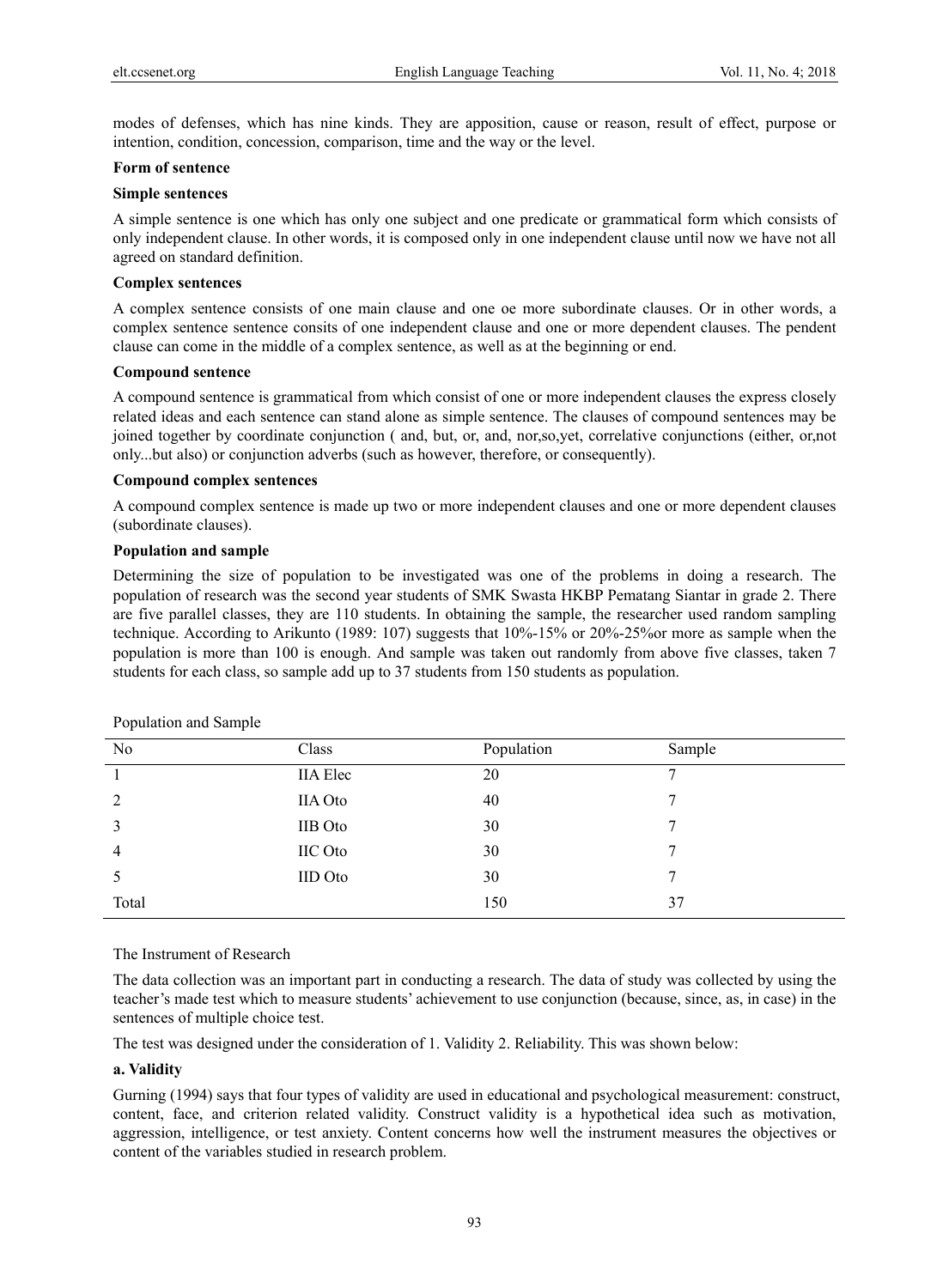modes of defenses, which has nine kinds. They are apposition, cause or reason, result of effect, purpose or intention, condition, concession, comparison, time and the way or the level.

**Form of sentence**

**Simple sentences**

A simple sentence is one which has only one subject and one predicate or grammatical form which consists of only independent clause. In other words, it is composed only in one independent clause until now we have not all agreed on standard definition.

**Complex sentences**

A complex sentence consists of one main clause and one oe more subordinate clauses. Or in other words, a complex sentence sentence consits of one independent clause and one or more dependent clauses. The pendent clause can come in the middle of a complex sentence, as well as at the beginning or end.

**Compound sentence**

A compound sentence is grammatical from which consist of one or more independent clauses the express closely related ideas and each sentence can stand alone as simple sentence. The clauses of compound sentences may be joined together by coordinate conjunction ( and, but, or, and, nor,so,yet, correlative conjunctions (either, or,not only...but also) or conjunction adverbs (such as however, therefore, or consequently).

**Compound complex sentences**

A compound complex sentence is made up two or more independent clauses and one or more dependent clauses (subordinate clauses).

**Population and sample**

Determining the size of population to be investigated was one of the problems in doing a research. The population of research was the second year students of SMK Swasta HKBP Pematang Siantar in grade 2. There are five parallel classes, they are 110 students. In obtaining the sample, the researcher used random sampling technique. According to Arikunto (1989: 107) suggests that 10%-15% or 20%-25%or more as sample when the population is more than 100 is enough. And sample was taken out randomly from above five classes, taken 7 students for each class, so sample add up to 37 students from 150 students as population.

Population and Sample

| No | Class | Population | Sample |
|---|---|---|---|
| 1 | IIA Elec | 20 | 7 |
| 2 | IIA Oto | 40 | 7 |
| 3 | IIB Oto | 30 | 7 |
| 4 | IIC Oto | 30 | 7 |
| 5 | IID Oto | 30 | 7 |
| Total | | 150 | 37 |

The Instrument of Research

The data collection was an important part in conducting a research. The data of study was collected by using the teacher's made test which to measure students' achievement to use conjunction (because, since, as, in case) in the sentences of multiple choice test.

The test was designed under the consideration of 1. Validity 2. Reliability. This was shown below:

**a. Validity**

Gurning (1994) says that four types of validity are used in educational and psychological measurement: construct, content, face, and criterion related validity. Construct validity is a hypothetical idea such as motivation, aggression, intelligence, or test anxiety. Content concerns how well the instrument measures the objectives or content of the variables studied in research problem.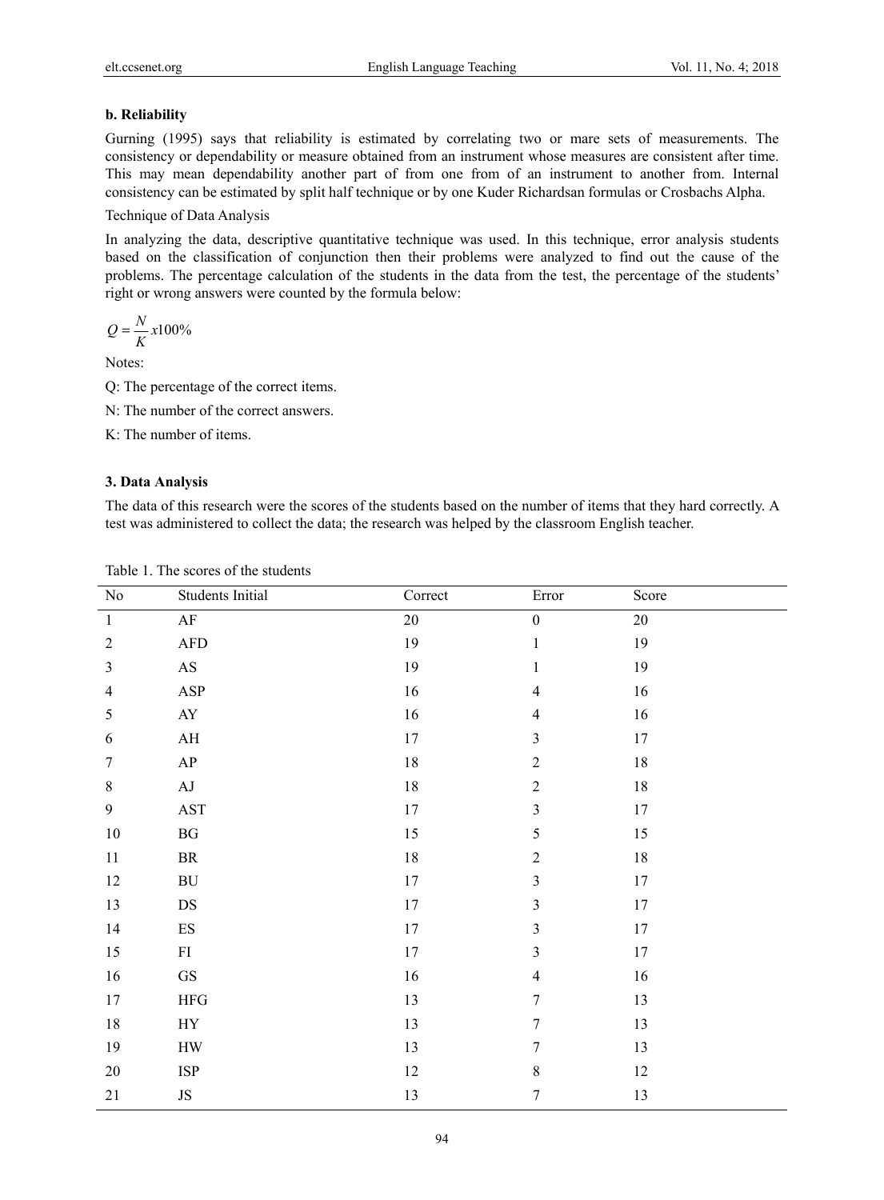**b. Reliability**

Gurning (1995) says that reliability is estimated by correlating two or mare sets of measurements. The consistency or dependability or measure obtained from an instrument whose measures are consistent after time. This may mean dependability another part of from one from of an instrument to another from. Internal consistency can be estimated by split half technique or by one Kuder Richardsan formulas or Crosbachs Alpha.

Technique of Data Analysis

In analyzing the data, descriptive quantitative technique was used. In this technique, error analysis students based on the classification of conjunction then their problems were analyzed to find out the cause of the problems. The percentage calculation of the students in the data from the test, the percentage of the students' right or wrong answers were counted by the formula below:

$$Q = \frac{N}{K} x100\%$$

Notes:

Q: The percentage of the correct items.

N: The number of the correct answers.

K: The number of items.

### 3. Data Analysis

The data of this research were the scores of the students based on the number of items that they hard correctly. A test was administered to collect the data; the research was helped by the classroom English teacher.

Table 1. The scores of the students

| No | Students Initial | Correct | Error | Score |
|---|---|---|---|---|
| 1 | AF | 20 | 0 | 20 |
| 2 | AFD | 19 | 1 | 19 |
| 3 | AS | 19 | 1 | 19 |
| 4 | ASP | 16 | 4 | 16 |
| 5 | AY | 16 | 4 | 16 |
| 6 | AH | 17 | 3 | 17 |
| 7 | AP | 18 | 2 | 18 |
| 8 | AJ | 18 | 2 | 18 |
| 9 | AST | 17 | 3 | 17 |
| 10 | BG | 15 | 5 | 15 |
| 11 | BR | 18 | 2 | 18 |
| 12 | BU | 17 | 3 | 17 |
| 13 | DS | 17 | 3 | 17 |
| 14 | ES | 17 | 3 | 17 |
| 15 | FI | 17 | 3 | 17 |
| 16 | GS | 16 | 4 | 16 |
| 17 | HFG | 13 | 7 | 13 |
| 18 | HY | 13 | 7 | 13 |
| 19 | HW | 13 | 7 | 13 |
| 20 | ISP | 12 | 8 | 12 |
| 21 | JS | 13 | 7 | 13 |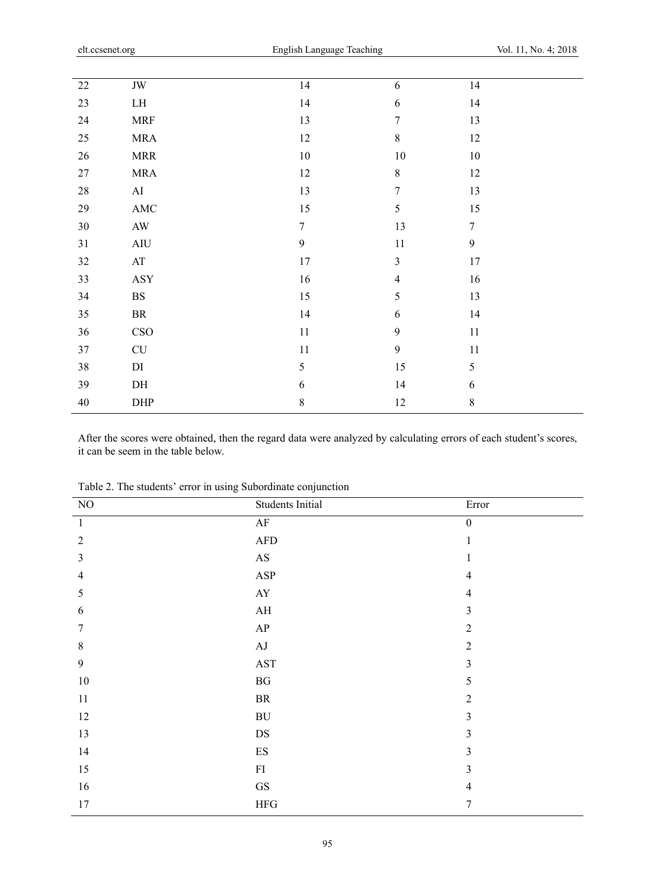| | | | | |
|---|---|---|---|---|
| 22 | JW | 14 | 6 | 14 |
| 23 | LH | 14 | 6 | 14 |
| 24 | MRF | 13 | 7 | 13 |
| 25 | MRA | 12 | 8 | 12 |
| 26 | MRR | 10 | 10 | 10 |
| 27 | MRA | 12 | 8 | 12 |
| 28 | AI | 13 | 7 | 13 |
| 29 | AMC | 15 | 5 | 15 |
| 30 | AW | 7 | 13 | 7 |
| 31 | AIU | 9 | 11 | 9 |
| 32 | AT | 17 | 3 | 17 |
| 33 | ASY | 16 | 4 | 16 |
| 34 | BS | 15 | 5 | 13 |
| 35 | BR | 14 | 6 | 14 |
| 36 | CSO | 11 | 9 | 11 |
| 37 | CU | 11 | 9 | 11 |
| 38 | DI | 5 | 15 | 5 |
| 39 | DH | 6 | 14 | 6 |
| 40 | DHP | 8 | 12 | 8 |

After the scores were obtained, then the regard data were analyzed by calculating errors of each student's scores, it can be seem in the table below.

Table 2. The students' error in using Subordinate conjunction

| NO | Students Initial | Error |
|---|---|---|
| 1 | AF | 0 |
| 2 | AFD | 1 |
| 3 | AS | 1 |
| 4 | ASP | 4 |
| 5 | AY | 4 |
| 6 | AH | 3 |
| 7 | AP | 2 |
| 8 | AJ | 2 |
| 9 | AST | 3 |
| 10 | BG | 5 |
| 11 | BR | 2 |
| 12 | BU | 3 |
| 13 | DS | 3 |
| 14 | ES | 3 |
| 15 | FI | 3 |
| 16 | GS | 4 |
| 17 | HFG | 7 |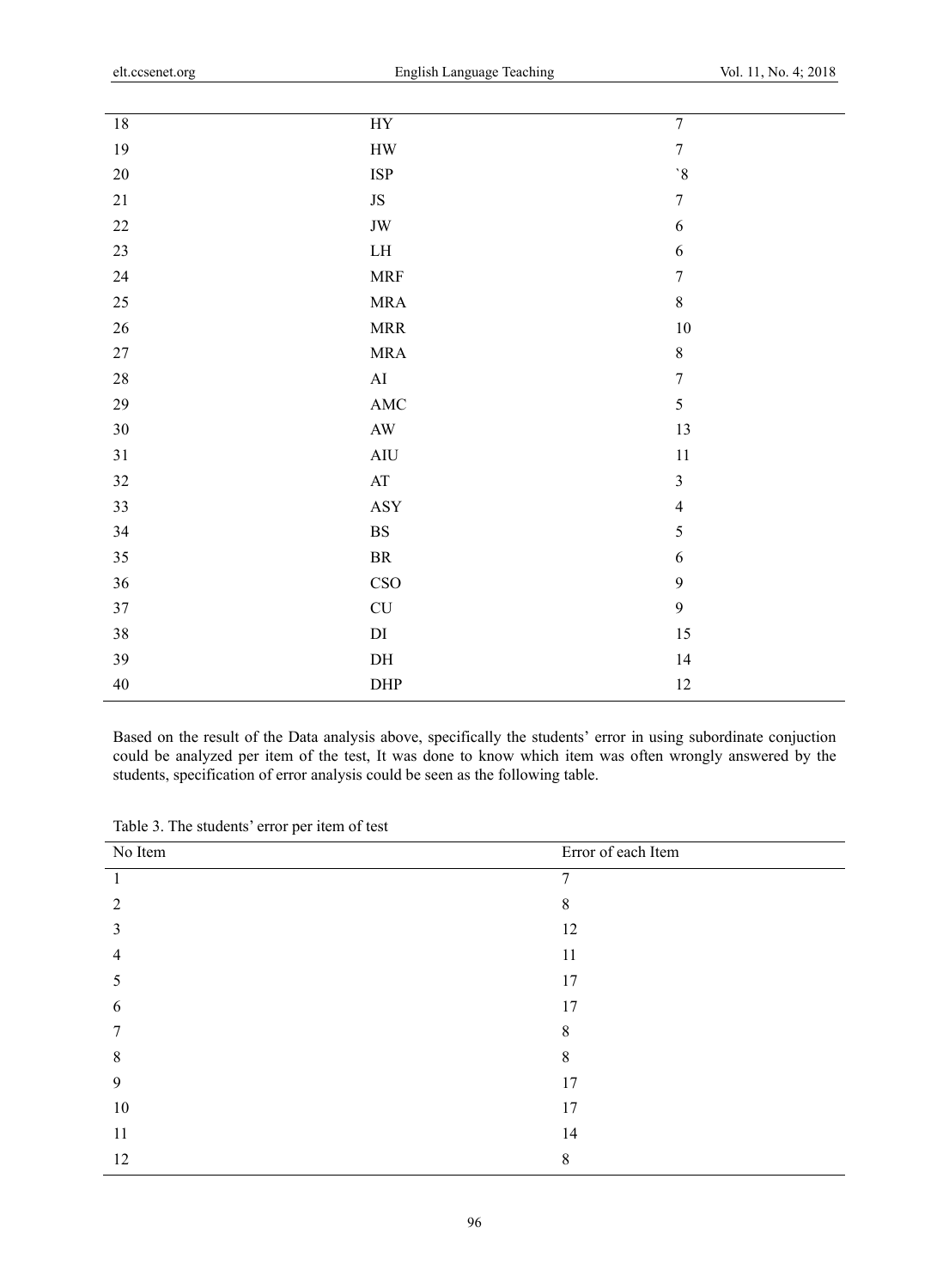| | | |
|---|---|---|
| 18 | HY | 7 |
| 19 | HW | 7 |
| 20 | ISP | `8 |
| 21 | JS | 7 |
| 22 | JW | 6 |
| 23 | LH | 6 |
| 24 | MRF | 7 |
| 25 | MRA | 8 |
| 26 | MRR | 10 |
| 27 | MRA | 8 |
| 28 | AI | 7 |
| 29 | AMC | 5 |
| 30 | AW | 13 |
| 31 | AIU | 11 |
| 32 | AT | 3 |
| 33 | ASY | 4 |
| 34 | BS | 5 |
| 35 | BR | 6 |
| 36 | CSO | 9 |
| 37 | CU | 9 |
| 38 | DI | 15 |
| 39 | DH | 14 |
| 40 | DHP | 12 |

Based on the result of the Data analysis above, specifically the students' error in using subordinate conjuction could be analyzed per item of the test, It was done to know which item was often wrongly answered by the students, specification of error analysis could be seen as the following table.

Table 3. The students' error per item of test

| No Item | Error of each Item |
|---|---|
| 1 | 7 |
| 2 | 8 |
| 3 | 12 |
| 4 | 11 |
| 5 | 17 |
| 6 | 17 |
| 7 | 8 |
| 8 | 8 |
| 9 | 17 |
| 10 | 17 |
| 11 | 14 |
| 12 | 8 |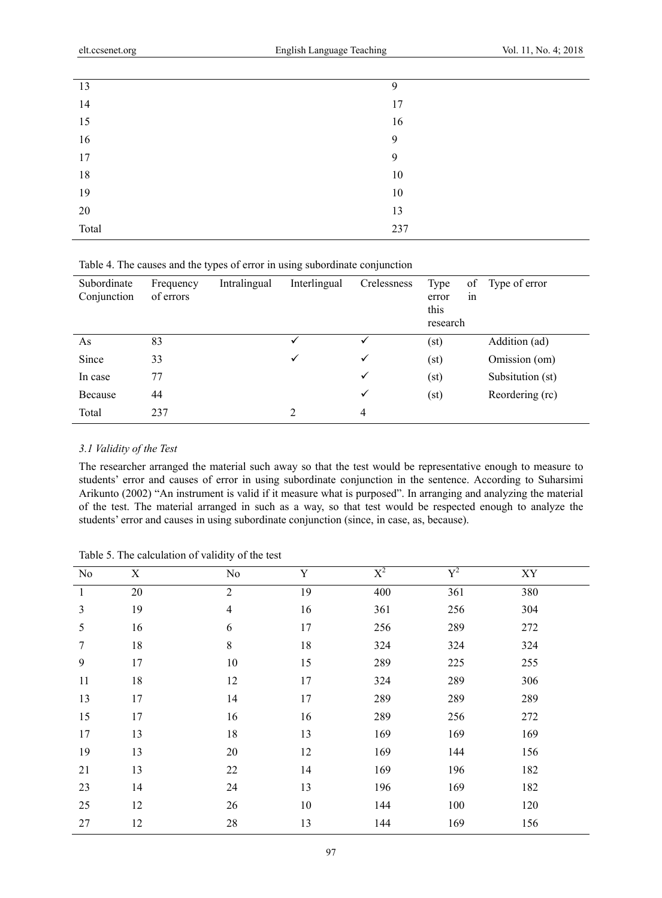| | |
|---|---|
| 13 | 9 |
| 14 | 17 |
| 15 | 16 |
| 16 | 9 |
| 17 | 9 |
| 18 | 10 |
| 19 | 10 |
| 20 | 13 |
| Total | 237 |

Table 4. The causes and the types of error in using subordinate conjunction

| Subordinate Conjunction | Frequency of errors | Intralingual | Interlingual | Crelessness | Type of error in this research | Type of error |
|---|---|---|---|---|---|---|
| As | 83 | | ✓ | ✓ | (st) | Addition (ad) |
| Since | 33 | | ✓ | ✓ | (st) | Omission (om) |
| In case | 77 | | | ✓ | (st) | Subsitution (st) |
| Because | 44 | | | ✓ | (st) | Reordering (rc) |
| Total | 237 | | 2 | 4 | | |

### *3.1 Validity of the Test*

The researcher arranged the material such away so that the test would be representative enough to measure to students' error and causes of error in using subordinate conjunction in the sentence. According to Suharsimi Arikunto (2002) "An instrument is valid if it measure what is purposed". In arranging and analyzing the material of the test. The material arranged in such as a way, so that test would be respected enough to analyze the students' error and causes in using subordinate conjunction (since, in case, as, because).

Table 5. The calculation of validity of the test

| No | X | No | Y | $X^2$ | $Y^2$ | XY |
|---|---|---|---|---|---|---|
| 1 | 20 | 2 | 19 | 400 | 361 | 380 |
| 3 | 19 | 4 | 16 | 361 | 256 | 304 |
| 5 | 16 | 6 | 17 | 256 | 289 | 272 |
| 7 | 18 | 8 | 18 | 324 | 324 | 324 |
| 9 | 17 | 10 | 15 | 289 | 225 | 255 |
| 11 | 18 | 12 | 17 | 324 | 289 | 306 |
| 13 | 17 | 14 | 17 | 289 | 289 | 289 |
| 15 | 17 | 16 | 16 | 289 | 256 | 272 |
| 17 | 13 | 18 | 13 | 169 | 169 | 169 |
| 19 | 13 | 20 | 12 | 169 | 144 | 156 |
| 21 | 13 | 22 | 14 | 169 | 196 | 182 |
| 23 | 14 | 24 | 13 | 196 | 169 | 182 |
| 25 | 12 | 26 | 10 | 144 | 100 | 120 |
| 27 | 12 | 28 | 13 | 144 | 169 | 156 |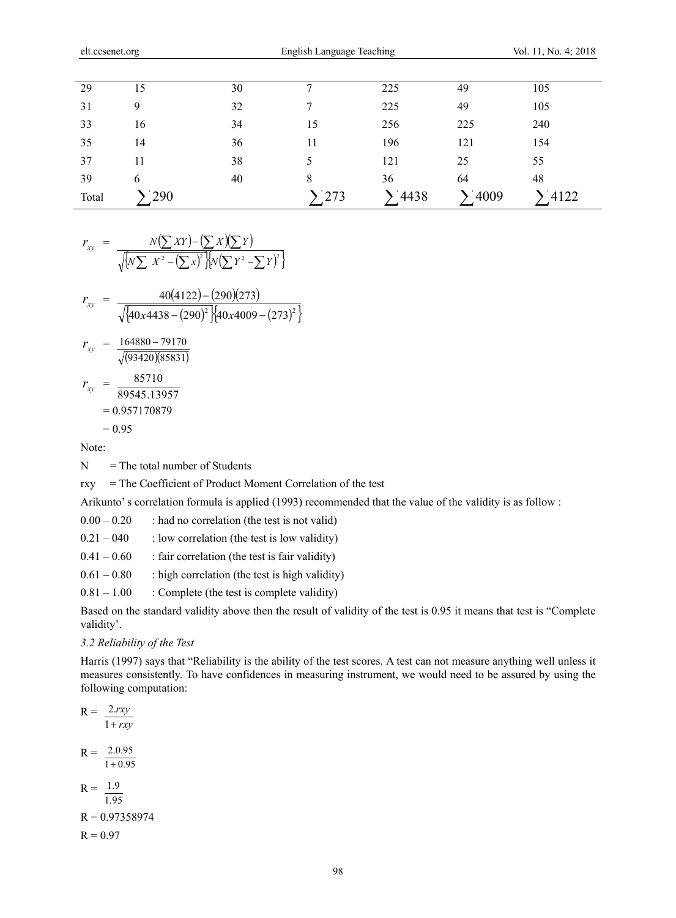| | | | | | | |
|---|---|---|---|---|---|---|
| 29 | 15 | 30 | 7 | 225 | 49 | 105 |
| 31 | 9 | 32 | 7 | 225 | 49 | 105 |
| 33 | 16 | 34 | 15 | 256 | 225 | 240 |
| 35 | 14 | 36 | 11 | 196 | 121 | 154 |
| 37 | 11 | 38 | 5 | 121 | 25 | 55 |
| 39 | 6 | 40 | 8 | 36 | 64 | 48 |
| Total | $\sum 290$ | | $\sum 273$ | $\sum 4438$ | $\sum 4009$ | $\sum 4122$ |

$$r_{xy} = \frac{N\left(\sum XY\right) - \left(\sum X\right)\left(\sum Y\right)}{\sqrt{\left\{N\sum X^2 - \left(\sum x\right)^2\right\}\left\{N\left(\sum Y^2 - \sum Y\right)^2\right\}}}$$

$$r_{xy} = \frac{40(4122) - (290)(273)}{\sqrt{\left\{40x4438 - (290)^2\right\}\left\{40x4009 - (273)^2\right\}}}$$

$$r_{xy} = \frac{164880 - 79170}{\sqrt{(93420)(85831)}}$$

$$r_{xy} = \frac{85710}{89545.13957}$$

$= 0.957170879$

$= 0.95$

Note:

N = The total number of Students

rxy = The Coefficient of Product Moment Correlation of the test

Arikunto' s correlation formula is applied (1993) recommended that the value of the validity is as follow :

0.00 – 0.20 : had no correlation (the test is not valid)

0.21 – 040 : low correlation (the test is low validity)

0.41 – 0.60 : fair correlation (the test is fair validity)

0.61 – 0.80 : high correlation (the test is high validity)

0.81 – 1.00 : Complete (the test is complete validity)

Based on the standard validity above then the result of validity of the test is 0.95 it means that test is "Complete validity'.

### *3.2 Reliability of the Test*

Harris (1997) says that "Reliability is the ability of the test scores. A test can not measure anything well unless it measures consistently. To have confidences in measuring instrument, we would need to be assured by using the following computation:

$$R = \frac{2.rxy}{1 + rxy}$$

$$R = \frac{2.0.95}{1 + 0.95}$$

$$R = \frac{1.9}{1.95}$$

$R = 0.97358974$

$R = 0.97$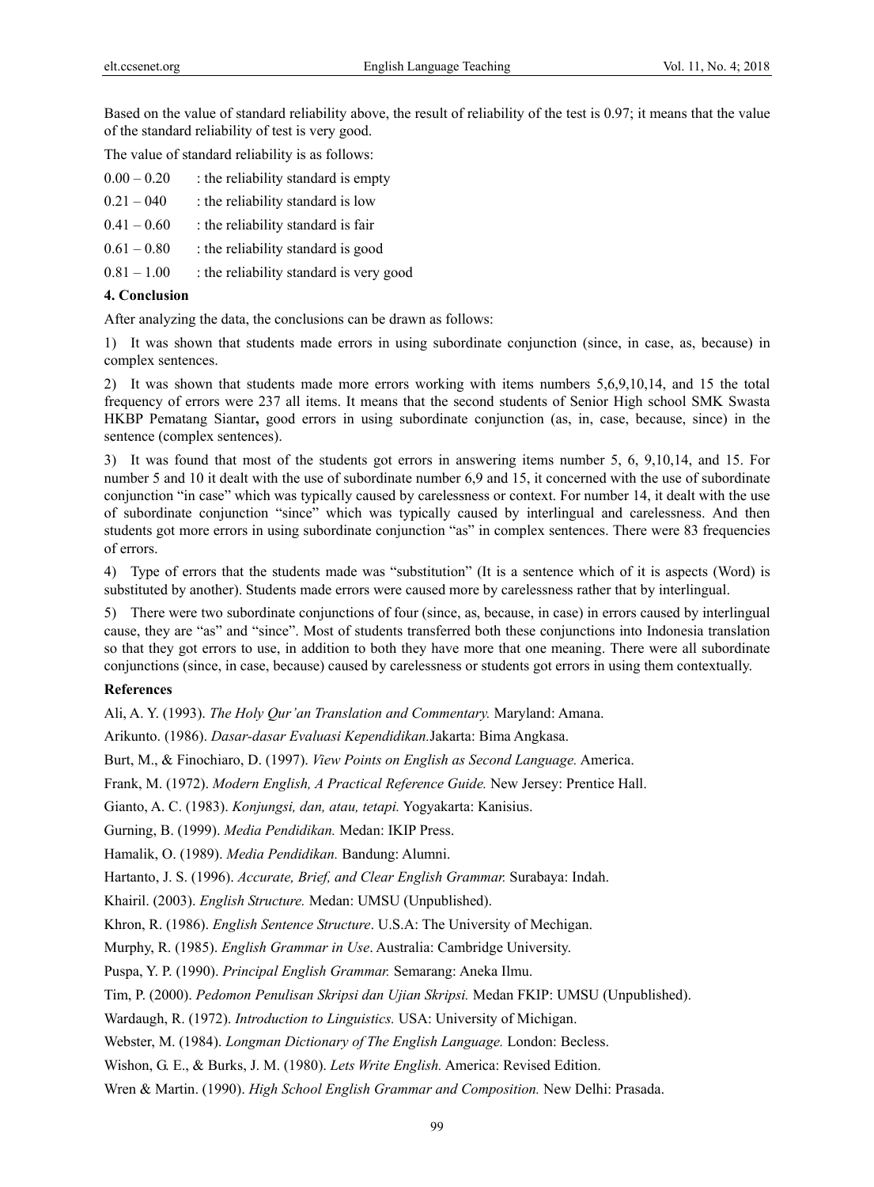Based on the value of standard reliability above, the result of reliability of the test is 0.97; it means that the value of the standard reliability of test is very good.

The value of standard reliability is as follows:

0.00 – 0.20 : the reliability standard is empty

0.21 – 040 : the reliability standard is low

0.41 – 0.60 : the reliability standard is fair

0.61 – 0.80 : the reliability standard is good

0.81 – 1.00 : the reliability standard is very good

**4. Conclusion**

After analyzing the data, the conclusions can be drawn as follows:

1) It was shown that students made errors in using subordinate conjunction (since, in case, as, because) in complex sentences.

2) It was shown that students made more errors working with items numbers 5,6,9,10,14, and 15 the total frequency of errors were 237 all items. It means that the second students of Senior High school SMK Swasta HKBP Pematang Siantar**,** good errors in using subordinate conjunction (as, in, case, because, since) in the sentence (complex sentences).

3) It was found that most of the students got errors in answering items number 5, 6, 9,10,14, and 15. For number 5 and 10 it dealt with the use of subordinate number 6,9 and 15, it concerned with the use of subordinate conjunction "in case" which was typically caused by carelessness or context. For number 14, it dealt with the use of subordinate conjunction "since" which was typically caused by interlingual and carelessness. And then students got more errors in using subordinate conjunction "as" in complex sentences. There were 83 frequencies of errors.

4) Type of errors that the students made was "substitution" (It is a sentence which of it is aspects (Word) is substituted by another). Students made errors were caused more by carelessness rather that by interlingual.

5) There were two subordinate conjunctions of four (since, as, because, in case) in errors caused by interlingual cause, they are "as" and "since". Most of students transferred both these conjunctions into Indonesia translation so that they got errors to use, in addition to both they have more that one meaning. There were all subordinate conjunctions (since, in case, because) caused by carelessness or students got errors in using them contextually.

**References**

Ali, A. Y. (1993). *The Holy Qur'an Translation and Commentary.* Maryland: Amana.

Arikunto. (1986). *Dasar-dasar Evaluasi Kependidikan.*Jakarta: Bima Angkasa.

Burt, M., & Finochiaro, D. (1997). *View Points on English as Second Language.* America.

Frank, M. (1972). *Modern English, A Practical Reference Guide.* New Jersey: Prentice Hall.

Gianto, A. C. (1983). *Konjungsi, dan, atau, tetapi.* Yogyakarta: Kanisius.

Gurning, B. (1999). *Media Pendidikan.* Medan: IKIP Press.

Hamalik, O. (1989). *Media Pendidikan.* Bandung: Alumni.

Hartanto, J. S. (1996). *Accurate, Brief, and Clear English Grammar.* Surabaya: Indah.

Khairil. (2003). *English Structure.* Medan: UMSU (Unpublished).

Khron, R. (1986). *English Sentence Structure*. U.S.A: The University of Mechigan.

Murphy, R. (1985). *English Grammar in Use*. Australia: Cambridge University.

Puspa, Y. P. (1990). *Principal English Grammar.* Semarang: Aneka Ilmu.

Tim, P. (2000). *Pedomon Penulisan Skripsi dan Ujian Skripsi.* Medan FKIP: UMSU (Unpublished).

Wardaugh, R. (1972). *Introduction to Linguistics.* USA: University of Michigan.

Webster, M. (1984). *Longman Dictionary of The English Language.* London: Becless.

Wishon, G. E., & Burks, J. M. (1980). *Lets Write English.* America: Revised Edition.

Wren & Martin. (1990). *High School English Grammar and Composition.* New Delhi: Prasada.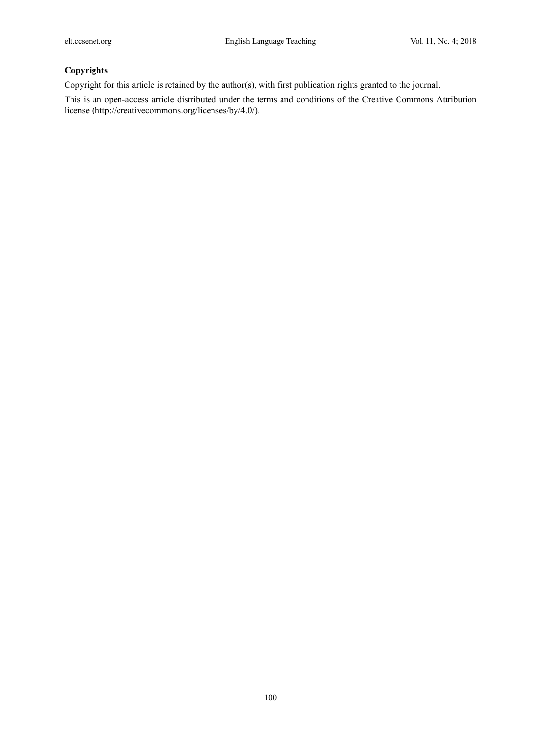## Copyrights

Copyright for this article is retained by the author(s), with first publication rights granted to the journal.

This is an open-access article distributed under the terms and conditions of the Creative Commons Attribution license (http://creativecommons.org/licenses/by/4.0/).